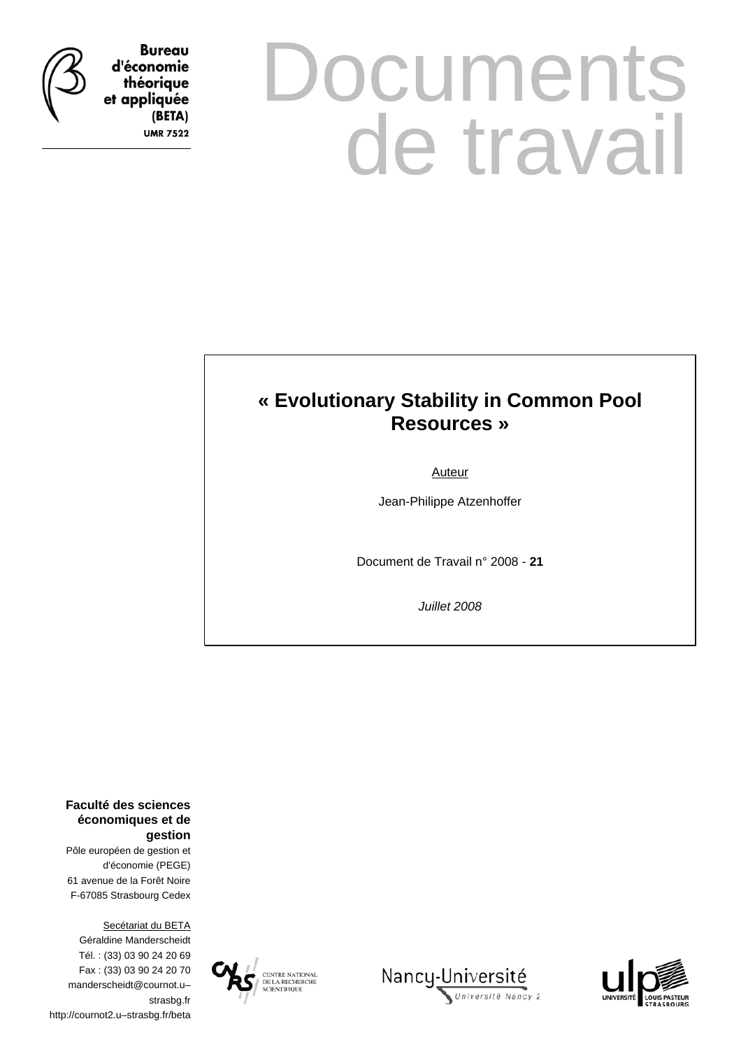**Bureau d'économie théorique et appliquée (BETA)**
**UMR 7522**

# Documents de travail

## « Evolutionary Stability in Common Pool Resources »

Auteur

Jean-Philippe Atzenhoffer

Document de Travail n° 2008 - **21**

*Juillet 2008*

**Faculté des sciences économiques et de gestion**

Pôle européen de gestion et d'économie (PEGE)
61 avenue de la Forêt Noire
F-67085 Strasbourg Cedex

Secétariat du BETA
Géraldine Manderscheidt
Tél. : (33) 03 90 24 20 69
Fax : (33) 03 90 24 20 70
manderscheidt@cournot.u–strasbg.fr
http://cournot2.u–strasbg.fr/beta

CENTRE NATIONAL DE LA RECHERCHE SCIENTIFIQUE

Nancy-Université
Université Nancy 2

UNIVERSITÉ LOUIS PASTEUR STRASBOURG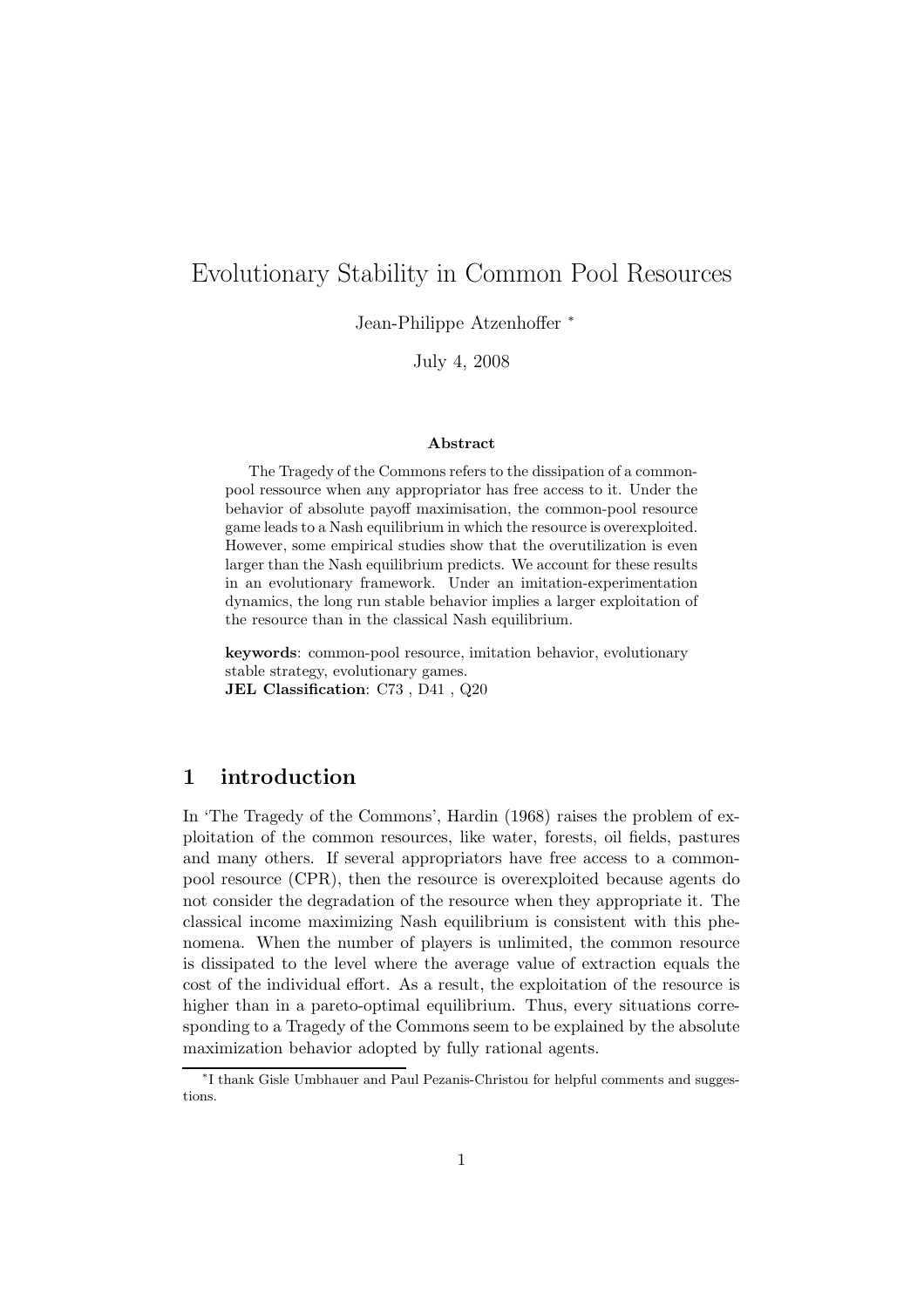# Evolutionary Stability in Common Pool Resources

Jean-Philippe Atzenhoffer [*]

July 4, 2008

### Abstract

The Tragedy of the Commons refers to the dissipation of a common-pool ressource when any appropriator has free access to it. Under the behavior of absolute payoff maximisation, the common-pool resource game leads to a Nash equilibrium in which the resource is overexploited. However, some empirical studies show that the overutilization is even larger than the Nash equilibrium predicts. We account for these results in an evolutionary framework. Under an imitation-experimentation dynamics, the long run stable behavior implies a larger exploitation of the resource than in the classical Nash equilibrium.

**keywords**: common-pool resource, imitation behavior, evolutionary stable strategy, evolutionary games.
**JEL Classification**: C73 , D41 , Q20

## 1 introduction

In 'The Tragedy of the Commons', Hardin (1968) raises the problem of exploitation of the common resources, like water, forests, oil fields, pastures and many others. If several appropriators have free access to a common-pool resource (CPR), then the resource is overexploited because agents do not consider the degradation of the resource when they appropriate it. The classical income maximizing Nash equilibrium is consistent with this phenomena. When the number of players is unlimited, the common resource is dissipated to the level where the average value of extraction equals the cost of the individual effort. As a result, the exploitation of the resource is higher than in a pareto-optimal equilibrium. Thus, every situations corresponding to a Tragedy of the Commons seem to be explained by the absolute maximization behavior adopted by fully rational agents.

[*] I thank Gisle Umbhauer and Paul Pezanis-Christou for helpful comments and suggestions.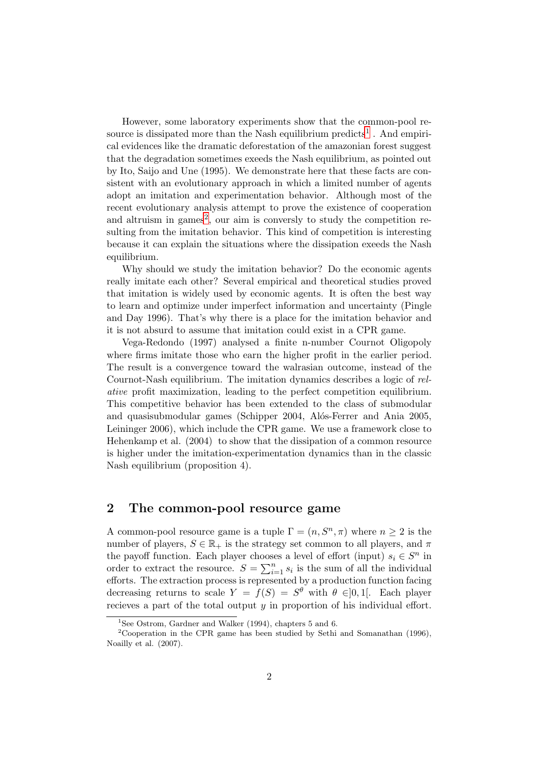However, some laboratory experiments show that the common-pool resource is dissipated more than the Nash equilibrium predicts[1] . And empirical evidences like the dramatic deforestation of the amazonian forest suggest that the degradation sometimes exeeds the Nash equilibrium, as pointed out by Ito, Saijo and Une (1995). We demonstrate here that these facts are consistent with an evolutionary approach in which a limited number of agents adopt an imitation and experimentation behavior. Although most of the recent evolutionary analysis attempt to prove the existence of cooperation and altruism in games[2], our aim is conversly to study the competition resulting from the imitation behavior. This kind of competition is interesting because it can explain the situations where the dissipation exeeds the Nash equilibrium.

Why should we study the imitation behavior? Do the economic agents really imitate each other? Several empirical and theoretical studies proved that imitation is widely used by economic agents. It is often the best way to learn and optimize under imperfect information and uncertainty (Pingle and Day 1996). That's why there is a place for the imitation behavior and it is not absurd to assume that imitation could exist in a CPR game.

Vega-Redondo (1997) analysed a finite n-number Cournot Oligopoly where firms imitate those who earn the higher profit in the earlier period. The result is a convergence toward the walrasian outcome, instead of the Cournot-Nash equilibrium. The imitation dynamics describes a logic of *relative* profit maximization, leading to the perfect competition equilibrium. This competitive behavior has been extended to the class of submodular and quasisubmodular games (Schipper 2004, Alós-Ferrer and Ania 2005, Leininger 2006), which include the CPR game. We use a framework close to Hehenkamp et al. (2004) to show that the dissipation of a common resource is higher under the imitation-experimentation dynamics than in the classic Nash equilibrium (proposition 4).

## 2 The common-pool resource game

A common-pool resource game is a tuple $\Gamma = (n, S^n, \pi)$ where $n \geq 2$ is the number of players, $S \in \mathbb{R}_+$ is the strategy set common to all players, and $\pi$ the payoff function. Each player chooses a level of effort (input) $s_i \in S^n$ in order to extract the resource. $S = \sum_{i=1}^{n} s_i$ is the sum of all the individual efforts. The extraction process is represented by a production function facing decreasing returns to scale $Y = f(S) = S^\theta$ with $\theta \in ]0, 1[$. Each player recieves a part of the total output $y$ in proportion of his individual effort.

[1] See Ostrom, Gardner and Walker (1994), chapters 5 and 6.

[2] Cooperation in the CPR game has been studied by Sethi and Somanathan (1996), Noailly et al. (2007).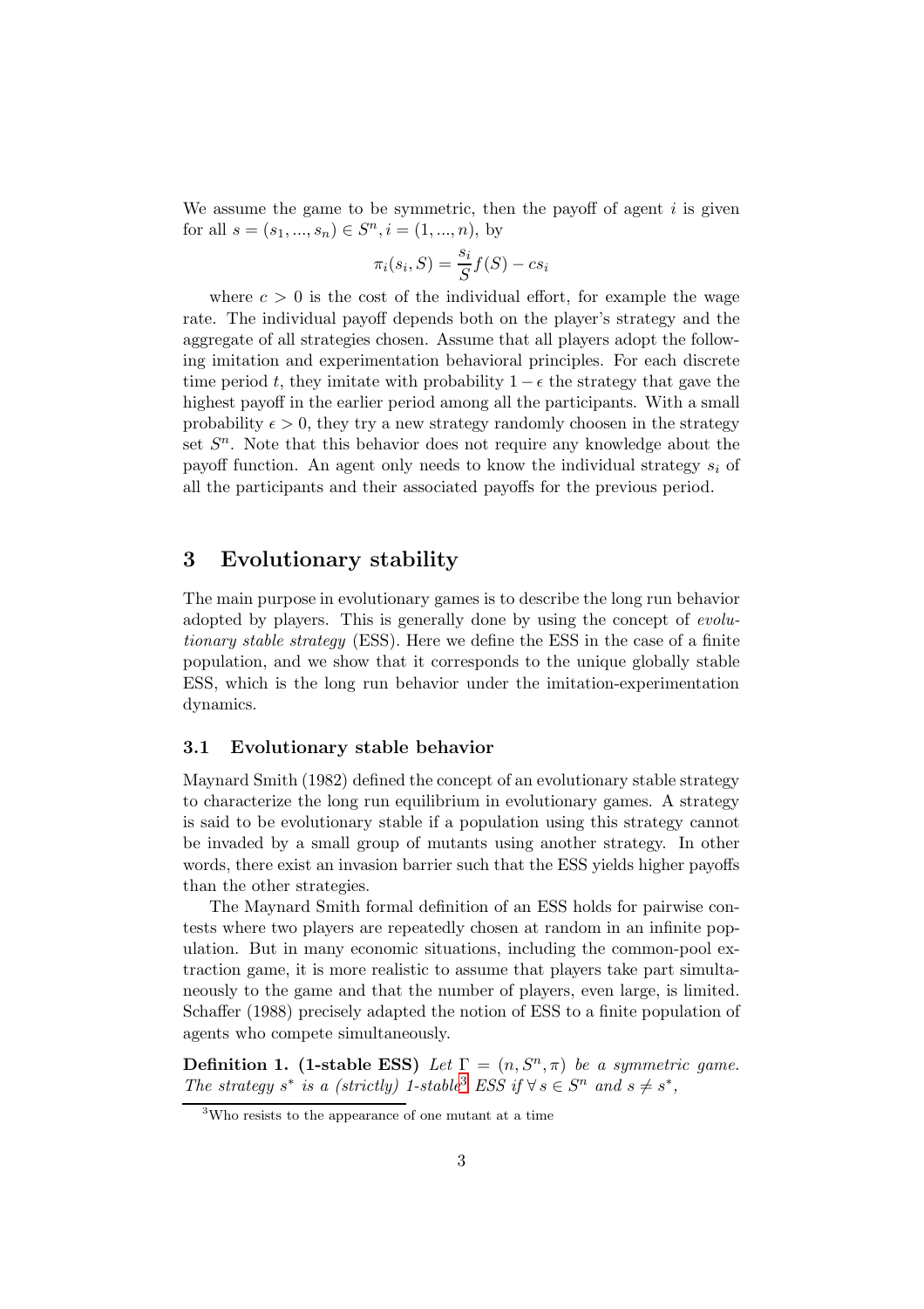We assume the game to be symmetric, then the payoff of agent $i$ is given for all $s = (s_1, ..., s_n) \in S^n, i = (1, ..., n)$, by

$$\pi_i(s_i, S) = \frac{s_i}{S} f(S) - cs_i$$

where $c > 0$ is the cost of the individual effort, for example the wage rate. The individual payoff depends both on the player's strategy and the aggregate of all strategies chosen. Assume that all players adopt the following imitation and experimentation behavioral principles. For each discrete time period $t$, they imitate with probability $1 - \epsilon$ the strategy that gave the highest payoff in the earlier period among all the participants. With a small probability $\epsilon > 0$, they try a new strategy randomly choosen in the strategy set $S^n$. Note that this behavior does not require any knowledge about the payoff function. An agent only needs to know the individual strategy $s_i$ of all the participants and their associated payoffs for the previous period.

## 3 Evolutionary stability

The main purpose in evolutionary games is to describe the long run behavior adopted by players. This is generally done by using the concept of *evolutionary stable strategy* (ESS). Here we define the ESS in the case of a finite population, and we show that it corresponds to the unique globally stable ESS, which is the long run behavior under the imitation-experimentation dynamics.

### 3.1 Evolutionary stable behavior

Maynard Smith (1982) defined the concept of an evolutionary stable strategy to characterize the long run equilibrium in evolutionary games. A strategy is said to be evolutionary stable if a population using this strategy cannot be invaded by a small group of mutants using another strategy. In other words, there exist an invasion barrier such that the ESS yields higher payoffs than the other strategies.

The Maynard Smith formal definition of an ESS holds for pairwise contests where two players are repeatedly chosen at random in an infinite population. But in many economic situations, including the common-pool extraction game, it is more realistic to assume that players take part simultaneously to the game and that the number of players, even large, is limited. Schaffer (1988) precisely adapted the notion of ESS to a finite population of agents who compete simultaneously.

**Definition 1. (1-stable ESS)** *Let $\Gamma = (n, S^n, \pi)$ be a symmetric game. The strategy $s^*$ is a (strictly) 1-stable*[3] *ESS if $\forall s \in S^n$ and $s \neq s^*$,*

[3] Who resists to the appearance of one mutant at a time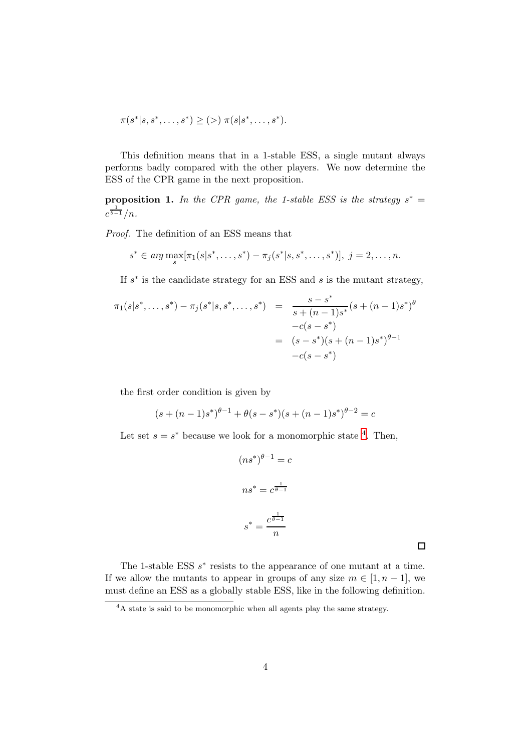$$\pi(s^*|s, s^*, \ldots, s^*) \geq (>)\ \pi(s|s^*, \ldots, s^*).$$

This definition means that in a 1-stable ESS, a single mutant always performs badly compared with the other players. We now determine the ESS of the CPR game in the next proposition.

**proposition 1.** *In the CPR game, the 1-stable ESS is the strategy* $s^* = c^{\frac{1}{\theta-1}}/n$.

*Proof.* The definition of an ESS means that

$$s^* \in arg \max_s [\pi_1(s|s^*, \ldots, s^*) - \pi_j(s^*|s, s^*, \ldots, s^*)],\ j = 2, \ldots, n.$$

If $s^*$ is the candidate strategy for an ESS and $s$ is the mutant strategy,

$$\begin{aligned}
\pi_1(s|s^*, \ldots, s^*) - \pi_j(s^*|s, s^*, \ldots, s^*) &= \frac{s - s^*}{s + (n-1)s^*}(s + (n-1)s^*)^\theta \\
&\quad -c(s - s^*) \\
&= (s - s^*)(s + (n-1)s^*)^{\theta-1} \\
&\quad -c(s - s^*)
\end{aligned}$$

the first order condition is given by

$$(s + (n-1)s^*)^{\theta-1} + \theta(s - s^*)(s + (n-1)s^*)^{\theta-2} = c$$

Let set $s = s^*$ because we look for a monomorphic state [4]. Then,

$$(ns^*)^{\theta-1} = c$$

$$ns^* = c^{\frac{1}{\theta-1}}$$

$$s^* = \frac{c^{\frac{1}{\theta-1}}}{n}$$

□

The 1-stable ESS $s^*$ resists to the appearance of one mutant at a time. If we allow the mutants to appear in groups of any size $m \in [1, n-1]$, we must define an ESS as a globally stable ESS, like in the following definition.

[4] A state is said to be monomorphic when all agents play the same strategy.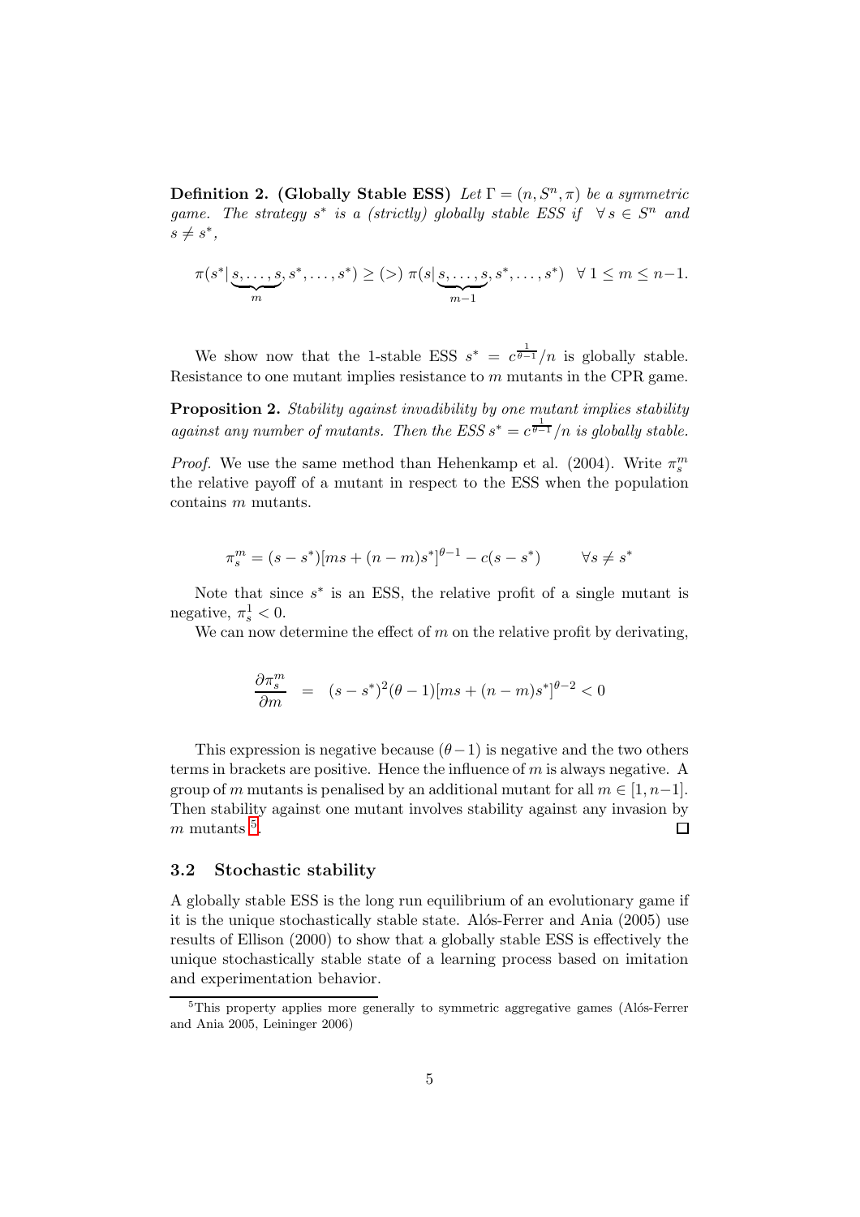**Definition 2. (Globally Stable ESS)** *Let $\Gamma = (n, S^n, \pi)$ be a symmetric game. The strategy $s^*$ is a (strictly) globally stable ESS if $\forall\, s \in S^n$ and $s \neq s^*$,*

$$\pi(s^*|\underbrace{s,\ldots,s}_{m}, s^*,\ldots,s^*) \geq (>)\ \pi(s|\underbrace{s,\ldots,s}_{m-1}, s^*,\ldots,s^*) \quad \forall\ 1 \leq m \leq n-1.$$

We show now that the 1-stable ESS $s^* = c^{\frac{1}{\theta-1}}/n$ is globally stable. Resistance to one mutant implies resistance to $m$ mutants in the CPR game.

**Proposition 2.** *Stability against invadibility by one mutant implies stability against any number of mutants. Then the ESS $s^* = c^{\frac{1}{\theta-1}}/n$ is globally stable.*

*Proof.* We use the same method than Hehenkamp et al. (2004). Write $\pi_s^m$ the relative payoff of a mutant in respect to the ESS when the population contains $m$ mutants.

$$\pi_s^m = (s - s^*)[ms + (n-m)s^*]^{\theta-1} - c(s - s^*) \qquad \forall s \neq s^*$$

Note that since $s^*$ is an ESS, the relative profit of a single mutant is negative, $\pi_s^1 < 0$.

We can now determine the effect of $m$ on the relative profit by derivating,

$$\frac{\partial \pi_s^m}{\partial m} \;=\; (s - s^*)^2(\theta - 1)[ms + (n-m)s^*]^{\theta-2} < 0$$

This expression is negative because $(\theta - 1)$ is negative and the two others terms in brackets are positive. Hence the influence of $m$ is always negative. A group of $m$ mutants is penalised by an additional mutant for all $m \in [1, n-1]$. Then stability against one mutant involves stability against any invasion by $m$ mutants [5]. □

### 3.2 Stochastic stability

A globally stable ESS is the long run equilibrium of an evolutionary game if it is the unique stochastically stable state. Alós-Ferrer and Ania (2005) use results of Ellison (2000) to show that a globally stable ESS is effectively the unique stochastically stable state of a learning process based on imitation and experimentation behavior.

[5] This property applies more generally to symmetric aggregative games (Alós-Ferrer and Ania 2005, Leininger 2006)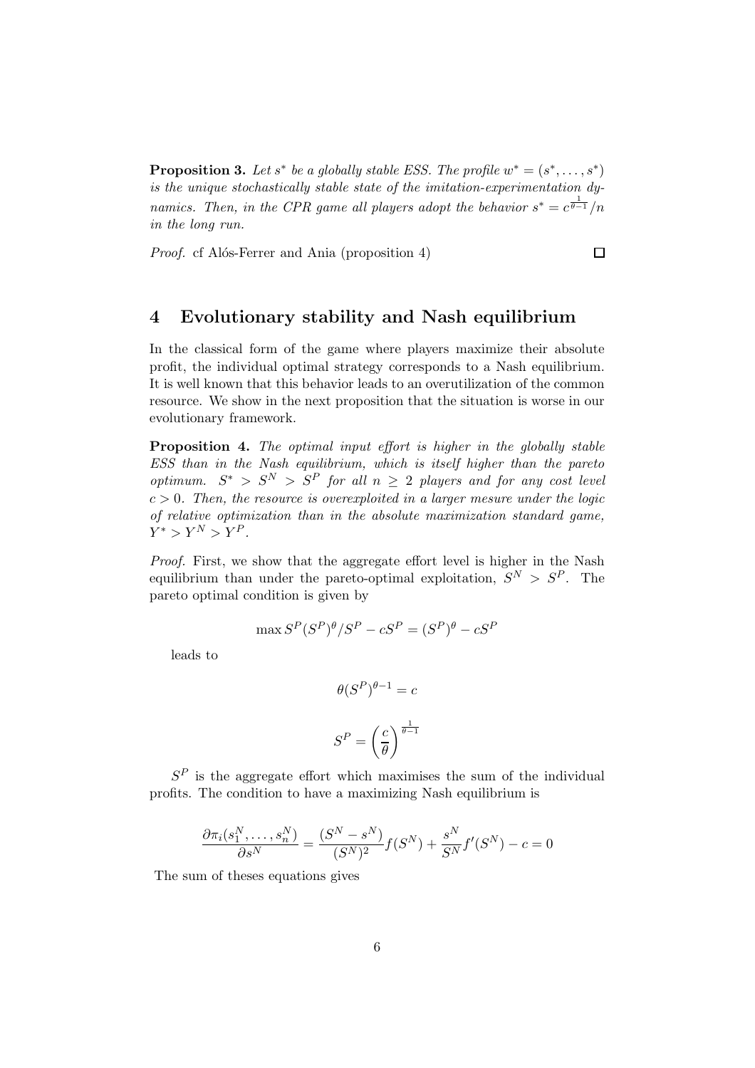**Proposition 3.** *Let $s^*$ be a globally stable ESS. The profile $w^* = (s^*, \dots, s^*)$ is the unique stochastically stable state of the imitation-experimentation dynamics. Then, in the CPR game all players adopt the behavior $s^* = c^{\frac{1}{\theta-1}}/n$ in the long run.*

*Proof.* cf Alós-Ferrer and Ania (proposition 4) □

## 4 Evolutionary stability and Nash equilibrium

In the classical form of the game where players maximize their absolute profit, the individual optimal strategy corresponds to a Nash equilibrium. It is well known that this behavior leads to an overutilization of the common resource. We show in the next proposition that the situation is worse in our evolutionary framework.

**Proposition 4.** *The optimal input effort is higher in the globally stable ESS than in the Nash equilibrium, which is itself higher than the pareto optimum. $S^* > S^N > S^P$ for all $n \geq 2$ players and for any cost level $c > 0$. Then, the resource is overexploited in a larger mesure under the logic of relative optimization than in the absolute maximization standard game, $Y^* > Y^N > Y^P$.*

*Proof.* First, we show that the aggregate effort level is higher in the Nash equilibrium than under the pareto-optimal exploitation, $S^N > S^P$. The pareto optimal condition is given by

$$\max S^P (S^P)^\theta / S^P - cS^P = (S^P)^\theta - cS^P$$

leads to

$$\theta (S^P)^{\theta - 1} = c$$

$$S^P = \left(\frac{c}{\theta}\right)^{\frac{1}{\theta-1}}$$

$S^P$ is the aggregate effort which maximises the sum of the individual profits. The condition to have a maximizing Nash equilibrium is

$$\frac{\partial \pi_i(s_1^N, \dots, s_n^N)}{\partial s^N} = \frac{(S^N - s^N)}{(S^N)^2} f(S^N) + \frac{s^N}{S^N} f'(S^N) - c = 0$$

The sum of theses equations gives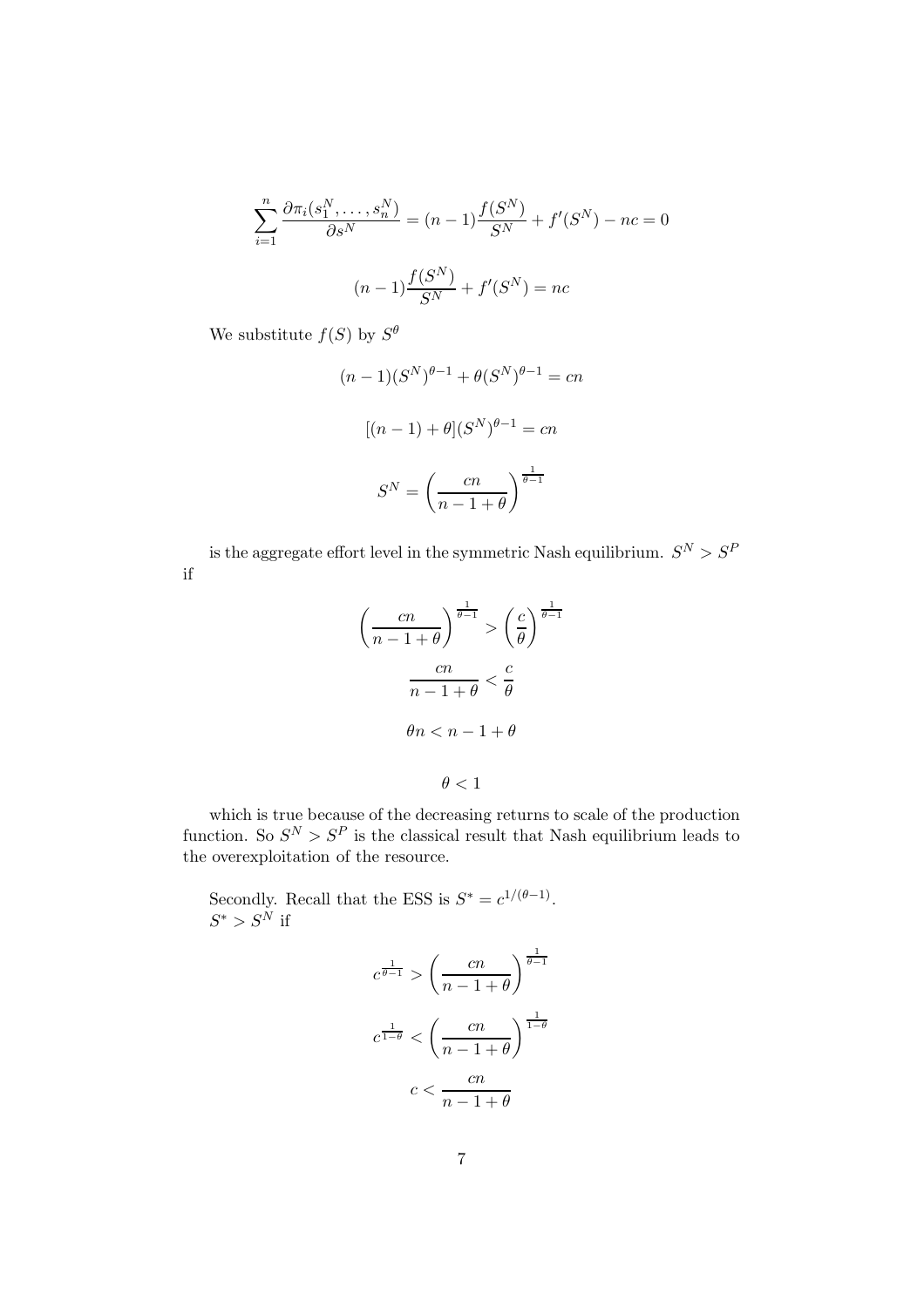$$\sum_{i=1}^{n} \frac{\partial \pi_i(s_1^N, \ldots, s_n^N)}{\partial s^N} = (n-1)\frac{f(S^N)}{S^N} + f'(S^N) - nc = 0$$

$$(n-1)\frac{f(S^N)}{S^N} + f'(S^N) = nc$$

We substitute $f(S)$ by $S^\theta$

$$(n-1)(S^N)^{\theta-1} + \theta(S^N)^{\theta-1} = cn$$

$$[(n-1)+\theta](S^N)^{\theta-1} = cn$$

$$S^N = \left(\frac{cn}{n-1+\theta}\right)^{\frac{1}{\theta-1}}$$

is the aggregate effort level in the symmetric Nash equilibrium. $S^N > S^P$ if

$$\left(\frac{cn}{n-1+\theta}\right)^{\frac{1}{\theta-1}} > \left(\frac{c}{\theta}\right)^{\frac{1}{\theta-1}}$$

$$\frac{cn}{n-1+\theta} < \frac{c}{\theta}$$

$$\theta n < n - 1 + \theta$$

$$\theta < 1$$

which is true because of the decreasing returns to scale of the production function. So $S^N > S^P$ is the classical result that Nash equilibrium leads to the overexploitation of the resource.

Secondly. Recall that the ESS is $S^* = c^{1/(\theta-1)}$.
$S^* > S^N$ if

$$c^{\frac{1}{\theta-1}} > \left(\frac{cn}{n-1+\theta}\right)^{\frac{1}{\theta-1}}$$

$$c^{\frac{1}{1-\theta}} < \left(\frac{cn}{n-1+\theta}\right)^{\frac{1}{1-\theta}}$$

$$c < \frac{cn}{n-1+\theta}$$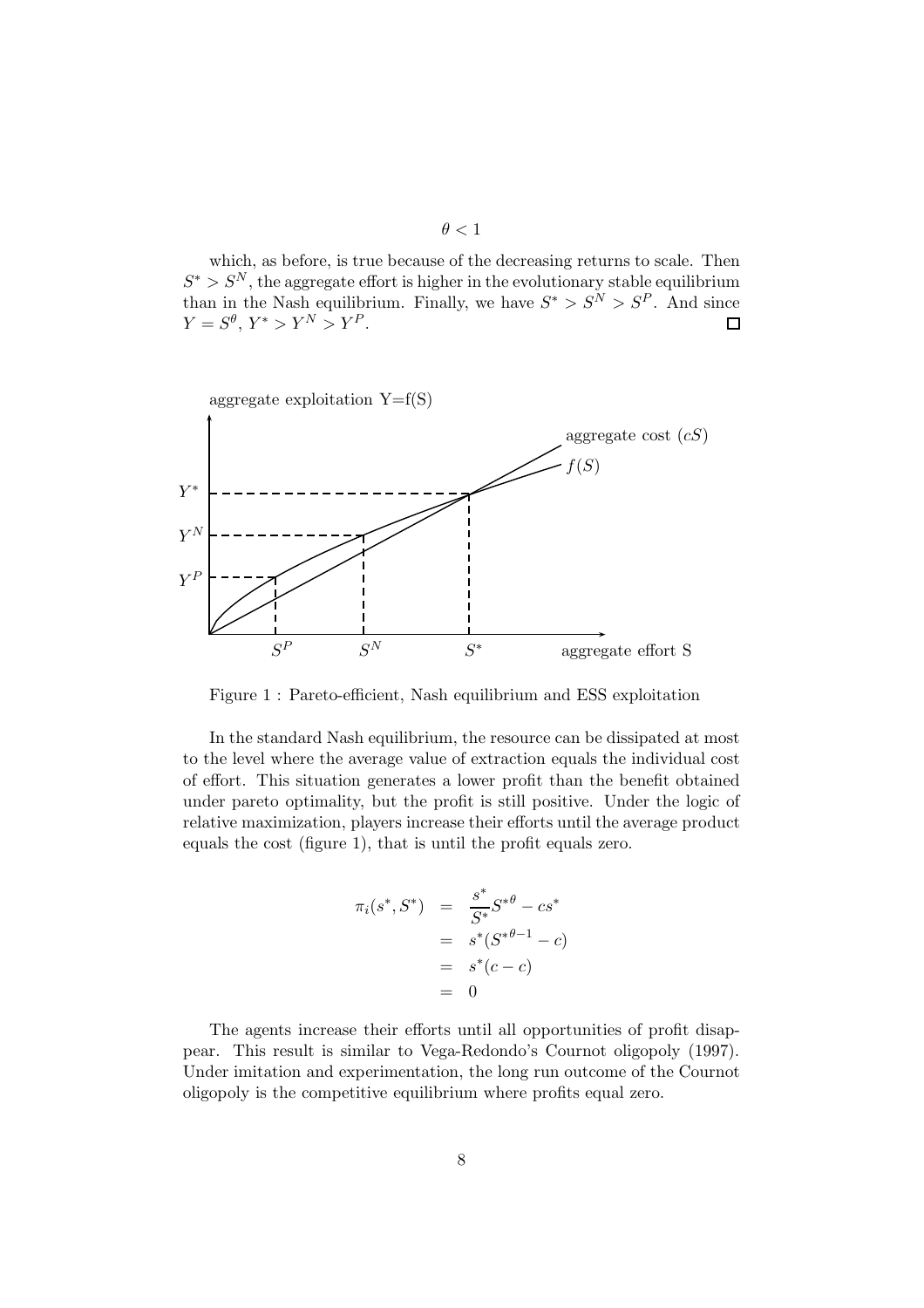$$\theta < 1$$

which, as before, is true because of the decreasing returns to scale. Then $S^* > S^N$, the aggregate effort is higher in the evolutionary stable equilibrium than in the Nash equilibrium. Finally, we have $S^* > S^N > S^P$. And since $Y = S^\theta$, $Y^* > Y^N > Y^P$. $\square$

Figure 1 : Pareto-efficient, Nash equilibrium and ESS exploitation

In the standard Nash equilibrium, the resource can be dissipated at most to the level where the average value of extraction equals the individual cost of effort. This situation generates a lower profit than the benefit obtained under pareto optimality, but the profit is still positive. Under the logic of relative maximization, players increase their efforts until the average product equals the cost (figure 1), that is until the profit equals zero.

$$
\begin{aligned}
\pi_i(s^*, S^*) &= \frac{s^*}{S^*} S^{*\theta} - cs^* \\
&= s^*(S^{*\theta - 1} - c) \\
&= s^*(c - c) \\
&= 0
\end{aligned}
$$

The agents increase their efforts until all opportunities of profit disappear. This result is similar to Vega-Redondo's Cournot oligopoly (1997). Under imitation and experimentation, the long run outcome of the Cournot oligopoly is the competitive equilibrium where profits equal zero.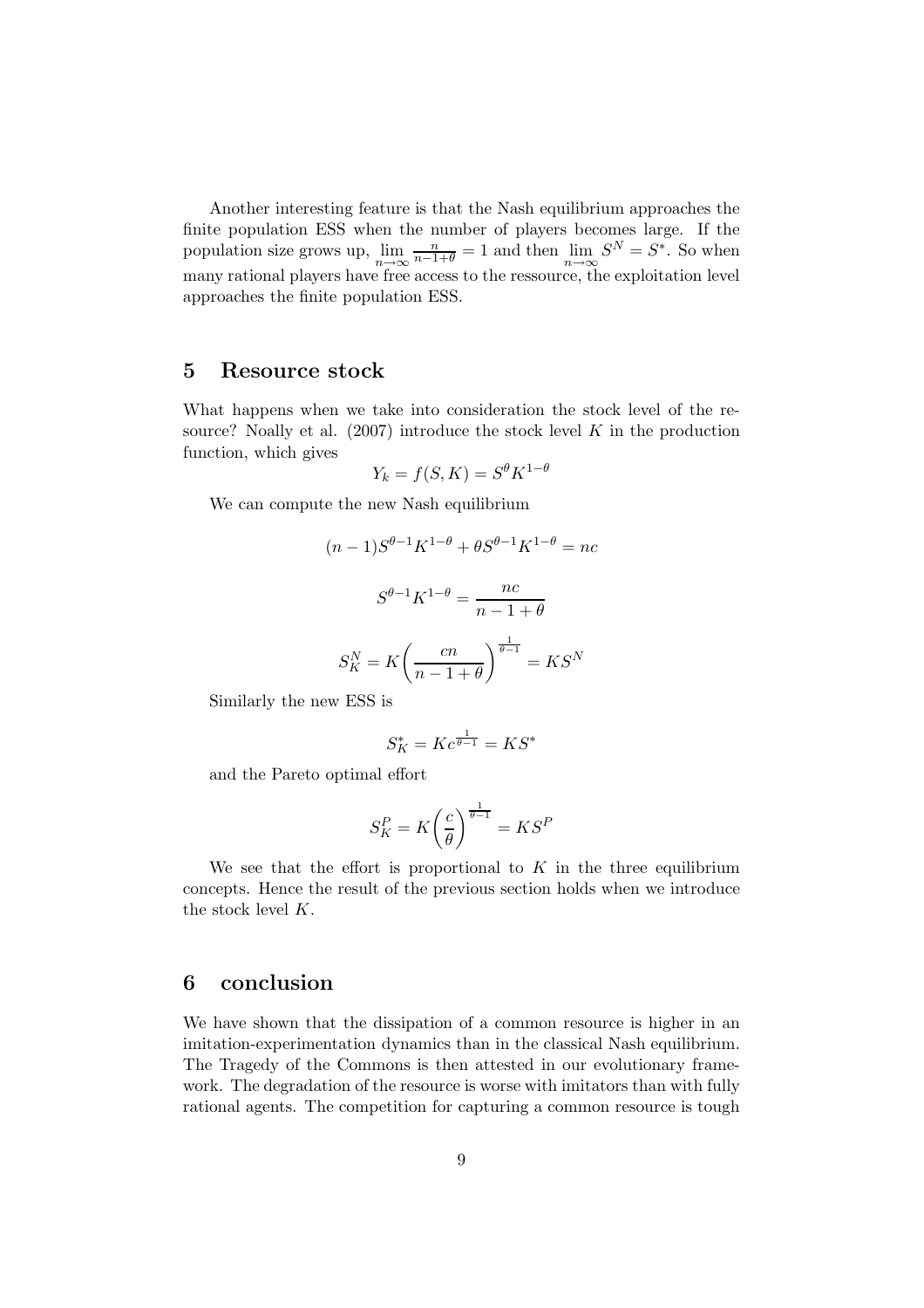Another interesting feature is that the Nash equilibrium approaches the finite population ESS when the number of players becomes large. If the population size grows up, $\lim_{n\to\infty} \frac{n}{n-1+\theta} = 1$ and then $\lim_{n\to\infty} S^N = S^*$. So when many rational players have free access to the ressource, the exploitation level approaches the finite population ESS.

## 5 Resource stock

What happens when we take into consideration the stock level of the resource? Noally et al. (2007) introduce the stock level $K$ in the production function, which gives

$$Y_k = f(S, K) = S^\theta K^{1-\theta}$$

We can compute the new Nash equilibrium

$$(n-1)S^{\theta-1}K^{1-\theta} + \theta S^{\theta-1}K^{1-\theta} = nc$$

$$S^{\theta-1}K^{1-\theta} = \frac{nc}{n-1+\theta}$$

$$S_K^N = K\left(\frac{cn}{n-1+\theta}\right)^{\frac{1}{\theta-1}} = KS^N$$

Similarly the new ESS is

$$S_K^* = Kc^{\frac{1}{\theta-1}} = KS^*$$

and the Pareto optimal effort

$$S_K^P = K\left(\frac{c}{\theta}\right)^{\frac{1}{\theta-1}} = KS^P$$

We see that the effort is proportional to $K$ in the three equilibrium concepts. Hence the result of the previous section holds when we introduce the stock level $K$.

## 6 conclusion

We have shown that the dissipation of a common resource is higher in an imitation-experimentation dynamics than in the classical Nash equilibrium. The Tragedy of the Commons is then attested in our evolutionary framework. The degradation of the resource is worse with imitators than with fully rational agents. The competition for capturing a common resource is tough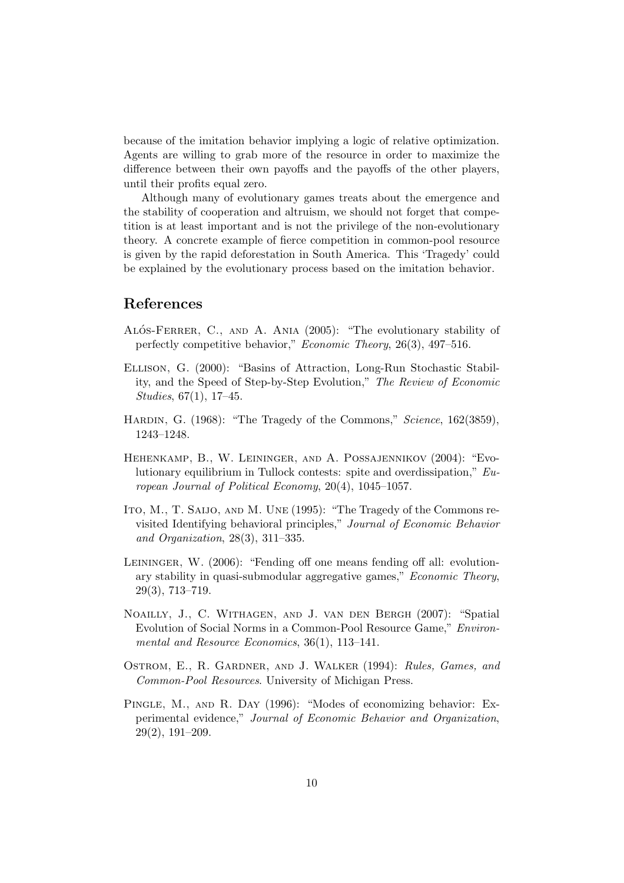because of the imitation behavior implying a logic of relative optimization. Agents are willing to grab more of the resource in order to maximize the difference between their own payoffs and the payoffs of the other players, until their profits equal zero.

Although many of evolutionary games treats about the emergence and the stability of cooperation and altruism, we should not forget that competition is at least important and is not the privilege of the non-evolutionary theory. A concrete example of fierce competition in common-pool resource is given by the rapid deforestation in South America. This 'Tragedy' could be explained by the evolutionary process based on the imitation behavior.

## References

Alós-Ferrer, C., and A. Ania (2005): "The evolutionary stability of perfectly competitive behavior," *Economic Theory*, 26(3), 497–516.

Ellison, G. (2000): "Basins of Attraction, Long-Run Stochastic Stability, and the Speed of Step-by-Step Evolution," *The Review of Economic Studies*, 67(1), 17–45.

Hardin, G. (1968): "The Tragedy of the Commons," *Science*, 162(3859), 1243–1248.

Hehenkamp, B., W. Leininger, and A. Possajennikov (2004): "Evolutionary equilibrium in Tullock contests: spite and overdissipation," *European Journal of Political Economy*, 20(4), 1045–1057.

Ito, M., T. Saijo, and M. Une (1995): "The Tragedy of the Commons revisited Identifying behavioral principles," *Journal of Economic Behavior and Organization*, 28(3), 311–335.

Leininger, W. (2006): "Fending off one means fending off all: evolutionary stability in quasi-submodular aggregative games," *Economic Theory*, 29(3), 713–719.

Noailly, J., C. Withagen, and J. van den Bergh (2007): "Spatial Evolution of Social Norms in a Common-Pool Resource Game," *Environmental and Resource Economics*, 36(1), 113–141.

Ostrom, E., R. Gardner, and J. Walker (1994): *Rules, Games, and Common-Pool Resources*. University of Michigan Press.

Pingle, M., and R. Day (1996): "Modes of economizing behavior: Experimental evidence," *Journal of Economic Behavior and Organization*, 29(2), 191–209.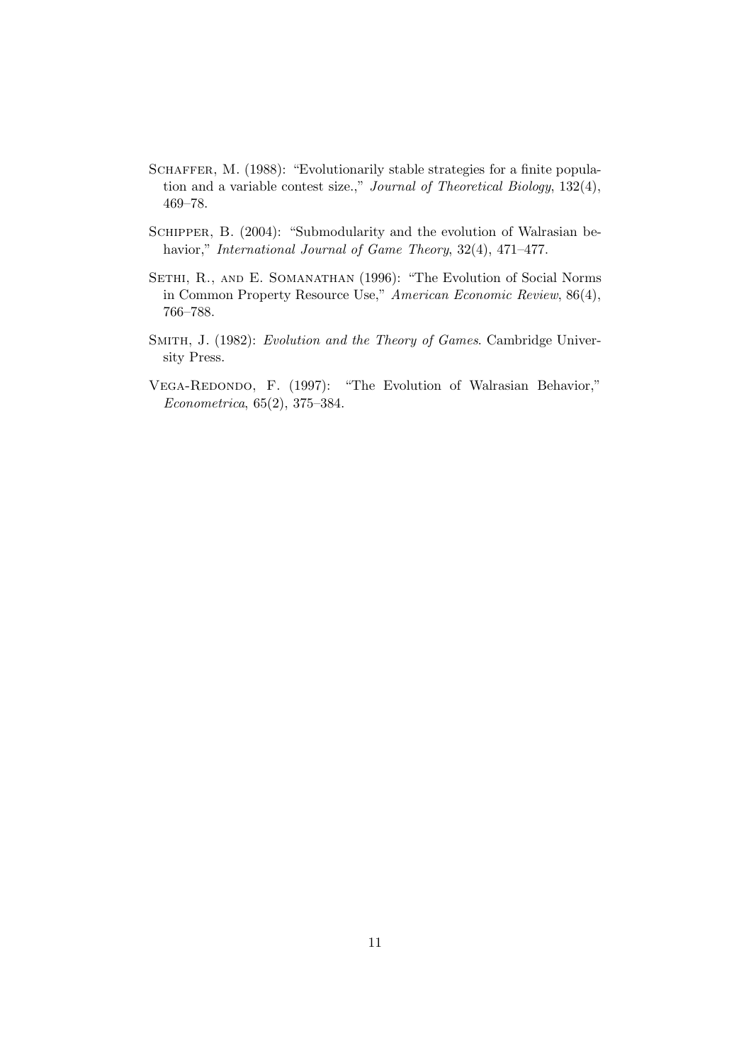Schaffer, M. (1988): "Evolutionarily stable strategies for a finite population and a variable contest size.," *Journal of Theoretical Biology*, 132(4), 469–78.

Schipper, B. (2004): "Submodularity and the evolution of Walrasian behavior," *International Journal of Game Theory*, 32(4), 471–477.

Sethi, R., and E. Somanathan (1996): "The Evolution of Social Norms in Common Property Resource Use," *American Economic Review*, 86(4), 766–788.

Smith, J. (1982): *Evolution and the Theory of Games*. Cambridge University Press.

Vega-Redondo, F. (1997): "The Evolution of Walrasian Behavior," *Econometrica*, 65(2), 375–384.